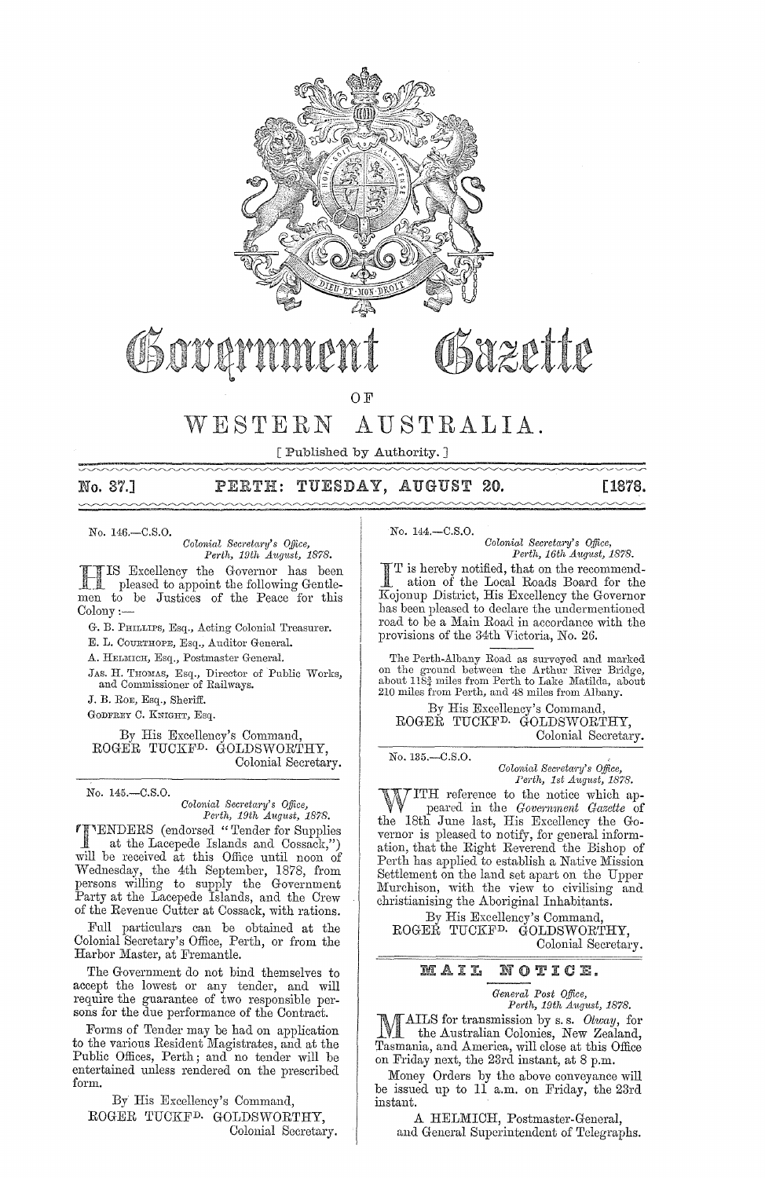# Government Gazette

## OF

# WESTERN AUSTRALIA.

[ Published by Authority. ]

**No. 37.] PERTH: TUESDAY, AUGUST 20. [1878.**

No. 146.—C.S.O.

*Colonial Secretary's Office,*
*Perth, 19th August, 1878.*

HIS Excellency the Governor has been pleased to appoint the following Gentlemen to be Justices of the Peace for this Colony:—

G. B. PHILLIPS, Esq., Acting Colonial Treasurer.
E. L. COURTHOPE, Esq., Auditor General.
A. HELMICH, Esq., Postmaster General.
JAS. H. THOMAS, Esq., Director of Public Works, and Commissioner of Railways.
J. B. ROE, Esq., Sheriff.
GODFREY C. KNIGHT, Esq.

By His Excellency's Command,
ROGER TUCKF<sup>D.</sup> GOLDSWORTHY,
Colonial Secretary.

---

No. 145.—C.S.O.

*Colonial Secretary's Office,*
*Perth, 19th August, 1878.*

TENDERS (endorsed "Tender for Supplies at the Lacepede Islands and Cossack,") will be received at this Office until noon of Wednesday, the 4th September, 1878, from persons willing to supply the Government Party at the Lacepede Islands, and the Crew of the Revenue Cutter at Cossack, with rations.

Full particulars can be obtained at the Colonial Secretary's Office, Perth, or from the Harbor Master, at Fremantle.

The Government do not bind themselves to accept the lowest or any tender, and will require the guarantee of two responsible persons for the due performance of the Contract.

Forms of Tender may be had on application to the various Resident Magistrates, and at the Public Offices, Perth; and no tender will be entertained unless rendered on the prescribed form.

By His Excellency's Command,
ROGER TUCKF<sup>D.</sup> GOLDSWORTHY,
Colonial Secretary.

---

No. 144.—C.S.O.

*Colonial Secretary's Office,*
*Perth, 16th August, 1878.*

IT is hereby notified, that on the recommendation of the Local Roads Board for the Kojonup District, His Excellency the Governor has been pleased to declare the undermentioned road to be a Main Road in accordance with the provisions of the 34th Victoria, No. 26.

The Perth-Albany Road as surveyed and marked on the ground between the Arthur River Bridge, about 118¾ miles from Perth to Lake Matilda, about 210 miles from Perth, and 48 miles from Albany.

By His Excellency's Command,
ROGER TUCKF<sup>D.</sup> GOLDSWORTHY,
Colonial Secretary.

---

No. 135.—C.S.O.

*Colonial Secretary's Office,*
*Perth, 1st August, 1878.*

WITH reference to the notice which appeared in the *Government Gazette* of the 18th June last, His Excellency the Governor is pleased to notify, for general information, that the Right Reverend the Bishop of Perth has applied to establish a Native Mission Settlement on the land set apart on the Upper Murchison, with the view to civilising and christianising the Aboriginal Inhabitants.

By His Excellency's Command,
ROGER TUCKF<sup>D.</sup> GOLDSWORTHY,
Colonial Secretary.

---

## MAIL NOTICE.

*General Post Office,*
*Perth, 19th August, 1878.*

MAILS for transmission by s. s. *Otway*, for the Australian Colonies, New Zealand, Tasmania, and America, will close at this Office on Friday next, the 23rd instant, at 8 p.m.

Money Orders by the above conveyance will be issued up to 11 a.m. on Friday, the 23rd instant.

A HELMICH, Postmaster-General,
and General Superintendent of Telegraphs.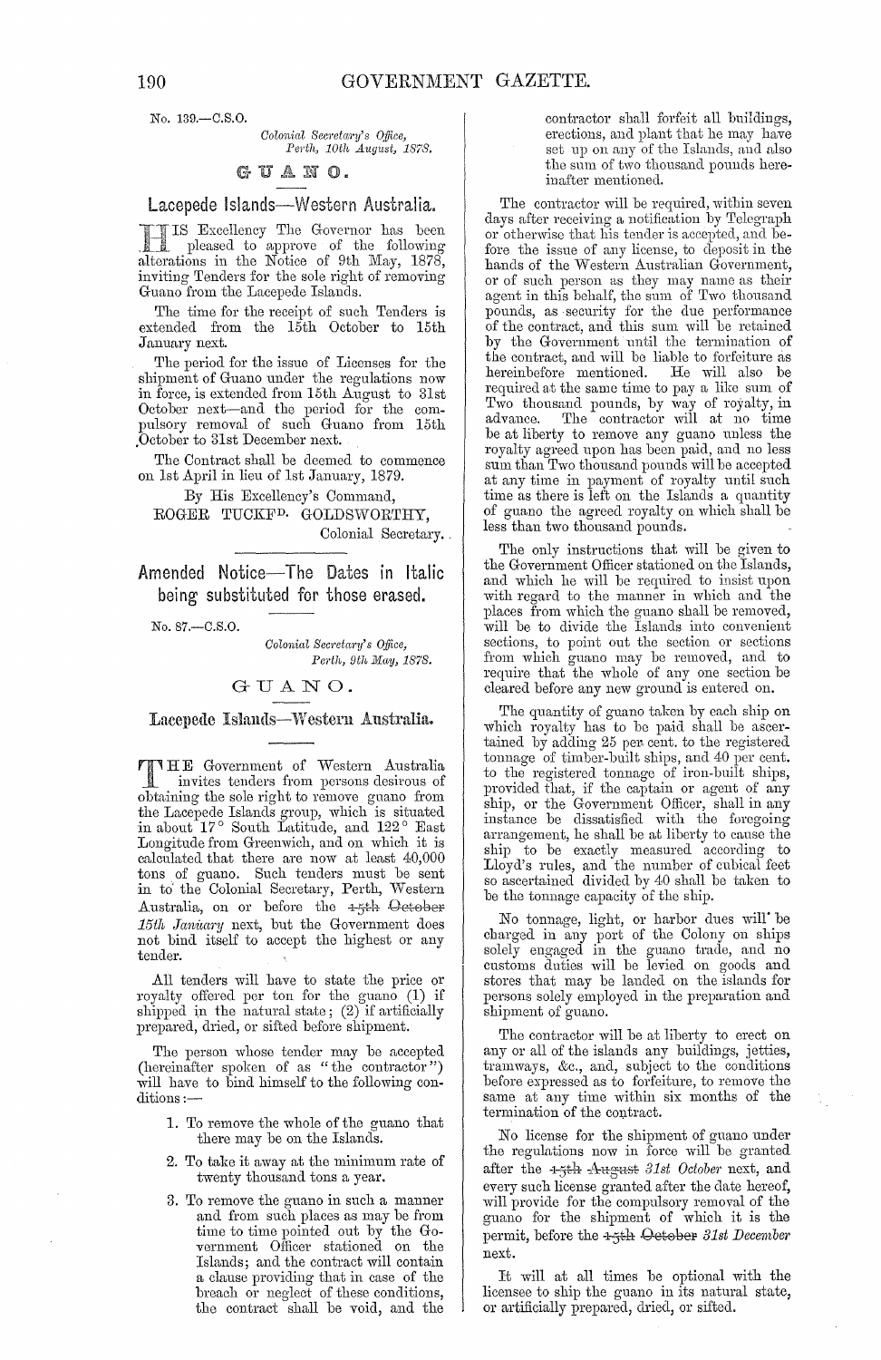No. 139.—C.S.O.

*Colonial Secretary's Office,*
*Perth, 10th August, 1878.*

## GUANO.

### Lacepede Islands—Western Australia.

HIS Excellency The Governor has been pleased to approve of the following alterations in the Notice of 9th May, 1878, inviting Tenders for the sole right of removing Guano from the Lacepede Islands.

The time for the receipt of such Tenders is extended from the 15th October to 15th January next.

The period for the issue of Licenses for the shipment of Guano under the regulations now in force, is extended from 15th August to 31st October next—and the period for the compulsory removal of such Guano from 15th October to 31st December next.

The Contract shall be deemed to commence on 1st April in lieu of 1st January, 1879.

By His Excellency's Command,
ROGER TUCKFD. GOLDSWORTHY,
Colonial Secretary.

---

### Amended Notice—The Dates in Italic being substituted for those erased.

No. 87.—C.S.O.

*Colonial Secretary's Office,*
*Perth, 9th May, 1878.*

## GUANO.

### Lacepede Islands—Western Australia.

THE Government of Western Australia invites tenders from persons desirous of obtaining the sole right to remove guano from the Lacepede Islands group, which is situated in about 17° South Latitude, and 122° East Longitude from Greenwich, and on which it is calculated that there are now at least 40,000 tons of guano. Such tenders must be sent in to the Colonial Secretary, Perth, Western Australia, on or before the ~~15th October~~ *15th January* next, but the Government does not bind itself to accept the highest or any tender.

All tenders will have to state the price or royalty offered per ton for the guano (1) if shipped in the natural state; (2) if artificially prepared, dried, or sifted before shipment.

The person whose tender may be accepted (hereinafter spoken of as "the contractor") will have to bind himself to the following conditions:—

1. To remove the whole of the guano that there may be on the Islands.
2. To take it away at the minimum rate of twenty thousand tons a year.
3. To remove the guano in such a manner and from such places as may be from time to time pointed out by the Government Officer stationed on the Islands; and the contract will contain a clause providing that in case of the breach or neglect of these conditions, the contract shall be void, and the contractor shall forfeit all buildings, erections, and plant that he may have set up on any of the Islands, and also the sum of two thousand pounds hereinafter mentioned.

The contractor will be required, within seven days after receiving a notification by Telegraph or otherwise that his tender is accepted, and before the issue of any license, to deposit in the hands of the Western Australian Government, or of such person as they may name as their agent in this behalf, the sum of Two thousand pounds, as security for the due performance of the contract, and this sum will be retained by the Government until the termination of the contract, and will be liable to forfeiture as hereinbefore mentioned. He will also be required at the same time to pay a like sum of Two thousand pounds, by way of royalty, in advance. The contractor will at no time be at liberty to remove any guano unless the royalty agreed upon has been paid, and no less sum than Two thousand pounds will be accepted at any time in payment of royalty until such time as there is left on the Islands a quantity of guano the agreed royalty on which shall be less than two thousand pounds.

The only instructions that will be given to the Government Officer stationed on the Islands, and which he will be required to insist upon with regard to the manner in which and the places from which the guano shall be removed, will be to divide the Islands into convenient sections, to point out the section or sections from which guano may be removed, and to require that the whole of any one section be cleared before any new ground is entered on.

The quantity of guano taken by each ship on which royalty has to be paid shall be ascertained by adding 25 per cent. to the registered tonnage of timber-built ships, and 40 per cent. to the registered tonnage of iron-built ships, provided that, if the captain or agent of any ship, or the Government Officer, shall in any instance be dissatisfied with the foregoing arrangement, he shall be at liberty to cause the ship to be exactly measured according to Lloyd's rules, and the number of cubical feet so ascertained divided by 40 shall be taken to be the tonnage capacity of the ship.

No tonnage, light, or harbor dues will be charged in any port of the Colony on ships solely engaged in the guano trade, and no customs duties will be levied on goods and stores that may be landed on the islands for persons solely employed in the preparation and shipment of guano.

The contractor will be at liberty to erect on any or all of the islands any buildings, jetties, tramways, &c., and, subject to the conditions before expressed as to forfeiture, to remove the same at any time within six months of the termination of the contract.

No license for the shipment of guano under the regulations now in force will be granted after the ~~15th August~~ *31st October* next, and every such license granted after the date hereof, will provide for the compulsory removal of the guano for the shipment of which it is the permit, before the ~~15th October~~ *31st December* next.

It will at all times be optional with the licensee to ship the guano in its natural state, or artificially prepared, dried, or sifted.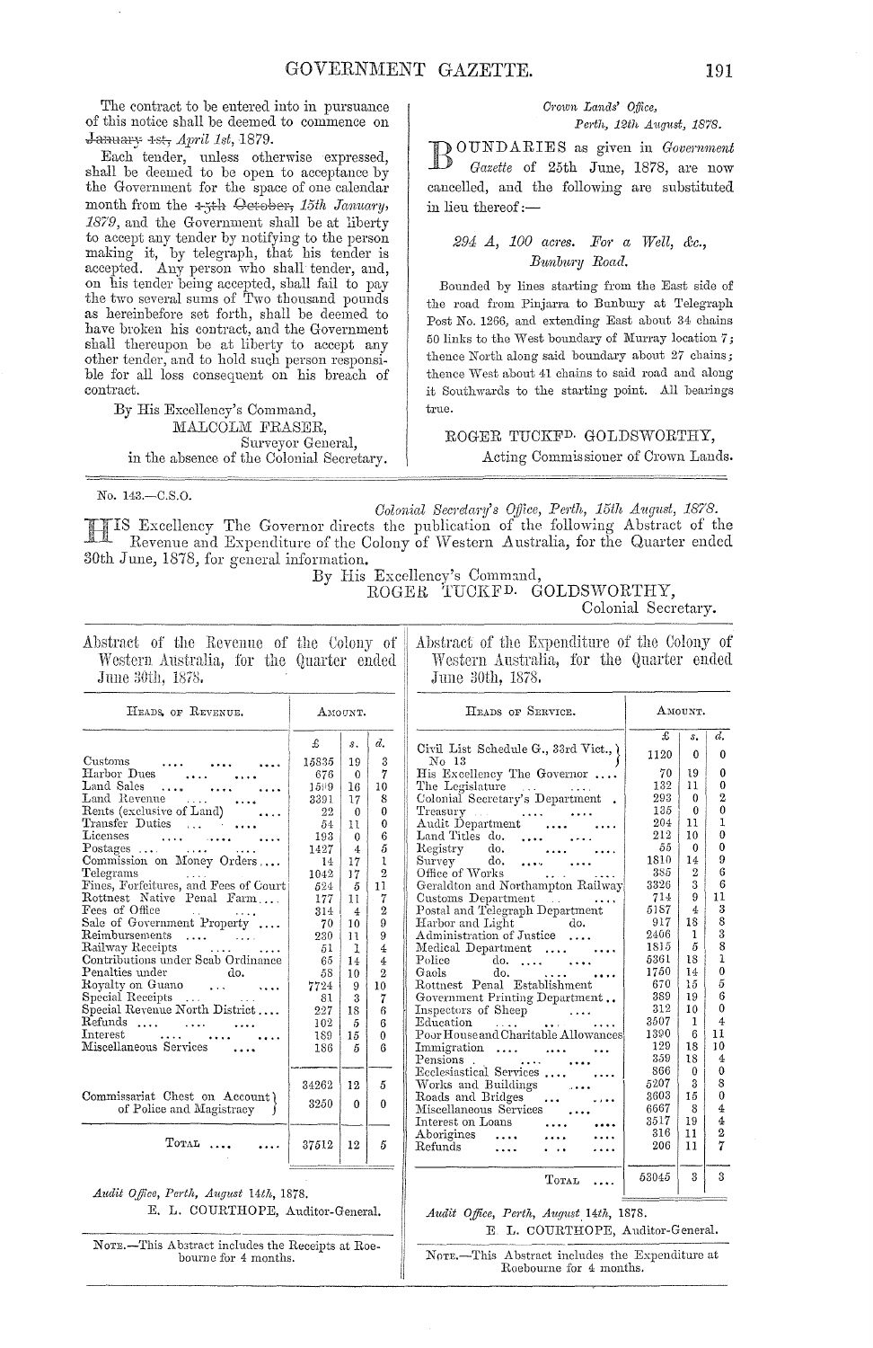The contract to be entered into in pursuance of this notice shall be deemed to commence on ~~January 1st,~~ *April 1st*, 1879.

Each tender, unless otherwise expressed, shall be deemed to be open to acceptance by the Government for the space of one calendar month from the ~~15th October,~~ *15th January, 1879*, and the Government shall be at liberty to accept any tender by notifying to the person making it, by telegraph, that his tender is accepted. Any person who shall tender, and, on his tender being accepted, shall fail to pay the two several sums of Two thousand pounds as hereinbefore set forth, shall be deemed to have broken his contract, and the Government shall thereupon be at liberty to accept any other tender, and to hold such person responsible for all loss consequent on his breach of contract.

By His Excellency's Command,
MALCOLM FRASER,
Surveyor General,
in the absence of the Colonial Secretary.

*Crown Lands' Office,*
*Perth, 12th August, 1878.*

BOUNDARIES as given in *Government Gazette* of 25th June, 1878, are now cancelled, and the following are substituted in lieu thereof:—

*294 A, 100 acres. For a Well, &c., Bunbury Road.*

Bounded by lines starting from the East side of the road from Pinjarra to Bunbury at Telegraph Post No. 1266, and extending East about 34 chains 50 links to the West boundary of Murray location 7; thence North along said boundary about 27 chains; thence West about 41 chains to said road and along it Southwards to the starting point. All bearings true.

ROGER TUCKFD. GOLDSWORTHY,
Acting Commissioner of Crown Lands.

---

No. 143.—C.S.O.

*Colonial Secretary's Office, Perth, 15th August, 1878.*

HIS Excellency The Governor directs the publication of the following Abstract of the Revenue and Expenditure of the Colony of Western Australia, for the Quarter ended 30th June, 1878, for general information.

By His Excellency's Command,
ROGER TUCKFD. GOLDSWORTHY,
Colonial Secretary.

## Abstract of the Revenue of the Colony of Western Australia, for the Quarter ended June 30th, 1878.

| Heads of Revenue. | £ | s. | d. |
|---|---|---|---|
| Customs | 15835 | 19 | 3 |
| Harbor Dues | 676 | 0 | 7 |
| Land Sales | 1509 | 16 | 10 |
| Land Revenue | 3391 | 17 | 8 |
| Rents (exclusive of Land) | 22 | 0 | 0 |
| Transfer Duties | 54 | 11 | 0 |
| Licenses | 193 | 0 | 6 |
| Postages | 1427 | 4 | 5 |
| Commission on Money Orders | 14 | 17 | 1 |
| Telegrams | 1042 | 17 | 2 |
| Fines, Forfeitures, and Fees of Court | 524 | 5 | 11 |
| Rottnest Native Penal Farm | 177 | 11 | 7 |
| Fees of Office | 314 | 4 | 2 |
| Sale of Government Property | 70 | 10 | 9 |
| Reimbursements | 230 | 11 | 9 |
| Railway Receipts | 51 | 1 | 4 |
| Contributions under Scab Ordinance | 65 | 14 | 4 |
| Penalties under do. | 58 | 10 | 2 |
| Royalty on Guano | 7724 | 9 | 10 |
| Special Receipts | 81 | 3 | 7 |
| Special Revenue North District | 227 | 18 | 6 |
| Refunds | 102 | 5 | 6 |
| Interest | 189 | 15 | 0 |
| Miscellaneous Services | 186 | 5 | 6 |
| | 34262 | 12 | 5 |
| Commissariat Chest on Account of Police and Magistracy | 3250 | 0 | 0 |
| Total | 37512 | 12 | 5 |

*Audit Office, Perth, August 14th,* 1878.
E. L. COURTHOPE, Auditor-General.

NOTE.—This Abstract includes the Receipts at Roebourne for 4 months.

## Abstract of the Expenditure of the Colony of Western Australia, for the Quarter ended June 30th, 1878.

| Heads of Service. | £ | s. | d. |
|---|---|---|---|
| Civil List Schedule G., 33rd Vict., No 13 | 1120 | 0 | 0 |
| His Excellency The Governor | 70 | 19 | 0 |
| The Legislature | 132 | 11 | 0 |
| Colonial Secretary's Department | 293 | 0 | 2 |
| Treasury | 135 | 0 | 0 |
| Audit Department | 204 | 11 | 1 |
| Land Titles do. | 212 | 10 | 0 |
| Registry do. | 55 | 0 | 0 |
| Survey do. | 1810 | 14 | 9 |
| Office of Works | 385 | 2 | 6 |
| Geraldton and Northampton Railway | 3326 | 3 | 6 |
| Customs Department | 714 | 9 | 11 |
| Postal and Telegraph Department | 5187 | 4 | 3 |
| Harbor and Light do. | 917 | 18 | 8 |
| Administration of Justice | 2406 | 1 | 3 |
| Medical Department | 1815 | 5 | 8 |
| Police do. | 5361 | 18 | 1 |
| Gaols do. | 1750 | 14 | 0 |
| Rottnest Penal Establishment | 670 | 15 | 5 |
| Government Printing Department | 389 | 19 | 6 |
| Inspectors of Sheep | 312 | 10 | 0 |
| Education | 3507 | 1 | 4 |
| Poor House and Charitable Allowances | 1390 | 6 | 11 |
| Immigration | 129 | 18 | 10 |
| Pensions | 359 | 18 | 4 |
| Ecclesiastical Services | 866 | 0 | 0 |
| Works and Buildings | 5207 | 3 | 8 |
| Roads and Bridges | 3603 | 15 | 0 |
| Miscellaneous Services | 6667 | 8 | 4 |
| Interest on Loans | 3517 | 19 | 4 |
| Aborigines | 316 | 11 | 2 |
| Refunds | 206 | 11 | 7 |
| Total | 53045 | 3 | 3 |

*Audit Office, Perth, August 14th,* 1878.
E L. COURTHOPE, Auditor-General.

NOTE.—This Abstract includes the Expenditure at Roebourne for 4 months.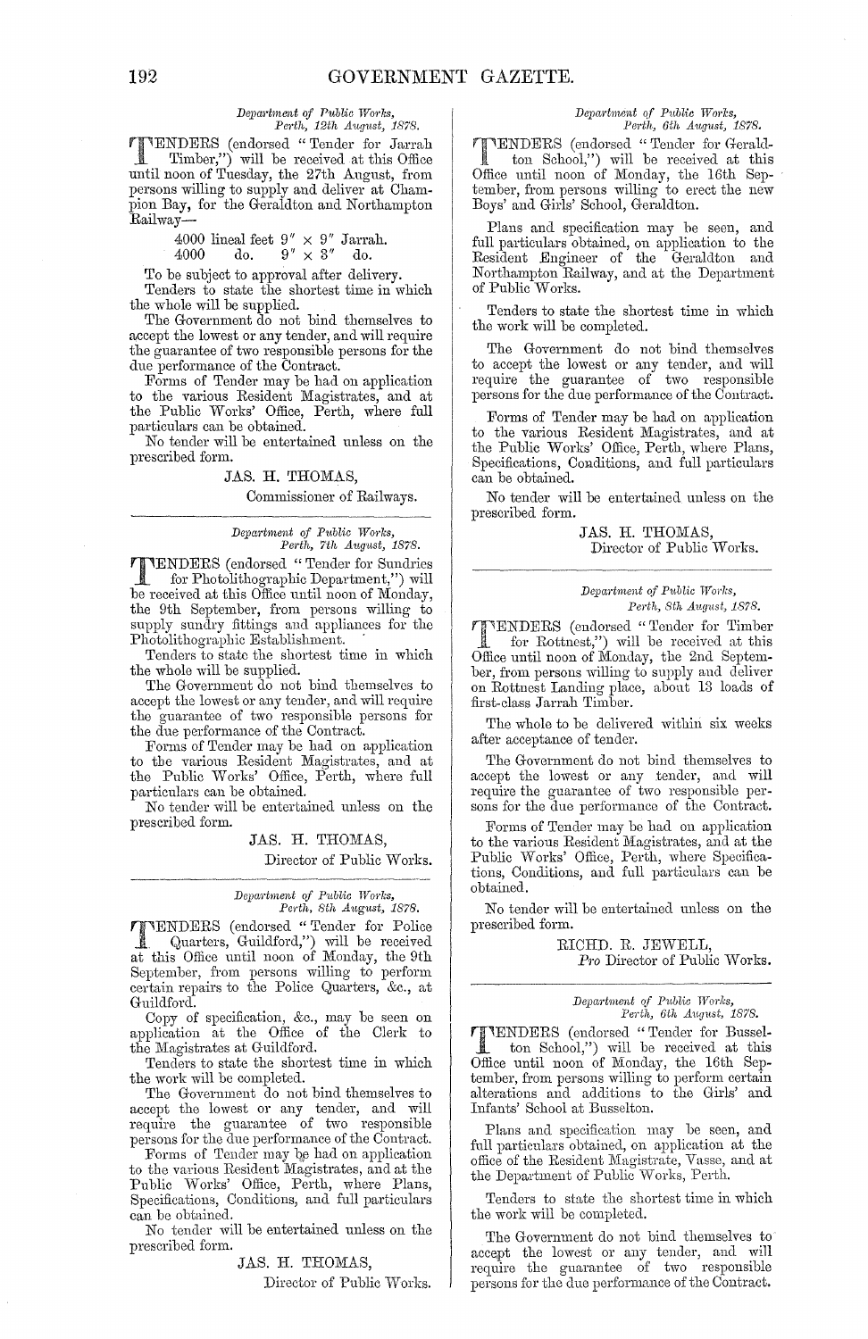*Department of Public Works,*
*Perth, 12th August, 1878.*

TENDERS (endorsed "Tender for Jarrah Timber,") will be received at this Office until noon of Tuesday, the 27th August, from persons willing to supply and deliver at Champion Bay, for the Geraldton and Northampton Railway—

4000 lineal feet 9" × 9" Jarrah.
4000 do. 9" × 3" do.

To be subject to approval after delivery.

Tenders to state the shortest time in which the whole will be supplied.

The Government do not bind themselves to accept the lowest or any tender, and will require the guarantee of two responsible persons for the due performance of the Contract.

Forms of Tender may be had on application to the various Resident Magistrates, and at the Public Works' Office, Perth, where full particulars can be obtained.

No tender will be entertained unless on the prescribed form.

JAS. H. THOMAS,
Commissioner of Railways.

---

*Department of Public Works,*
*Perth, 7th August, 1878.*

TENDERS (endorsed "Tender for Sundries for Photolithographic Department,") will be received at this Office until noon of Monday, the 9th September, from persons willing to supply sundry fittings and appliances for the Photolithographic Establishment.

Tenders to state the shortest time in which the whole will be supplied.

The Government do not bind themselves to accept the lowest or any tender, and will require the guarantee of two responsible persons for the due performance of the Contract.

Forms of Tender may be had on application to the various Resident Magistrates, and at the Public Works' Office, Perth, where full particulars can be obtained.

No tender will be entertained unless on the prescribed form.

JAS. H. THOMAS,
Director of Public Works.

---

*Department of Public Works,*
*Perth, 8th August, 1878.*

TENDERS (endorsed "Tender for Police Quarters, Guildford,") will be received at this Office until noon of Monday, the 9th September, from persons willing to perform certain repairs to the Police Quarters, &c., at Guildford.

Copy of specification, &c., may be seen on application at the Office of the Clerk to the Magistrates at Guildford.

Tenders to state the shortest time in which the work will be completed.

The Government do not bind themselves to accept the lowest or any tender, and will require the guarantee of two responsible persons for the due performance of the Contract.

Forms of Tender may be had on application to the various Resident Magistrates, and at the Public Works' Office, Perth, where Plans, Specifications, Conditions, and full particulars can be obtained.

No tender will be entertained unless on the prescribed form.

JAS. H. THOMAS,
Director of Public Works.

---

*Department of Public Works,*
*Perth, 6th August, 1878.*

TENDERS (endorsed "Tender for Geraldton School,") will be received at this Office until noon of Monday, the 16th September, from persons willing to erect the new Boys' and Girls' School, Geraldton.

Plans and specification may be seen, and full particulars obtained, on application to the Resident Engineer of the Geraldton and Northampton Railway, and at the Department of Public Works.

Tenders to state the shortest time in which the work will be completed.

The Government do not bind themselves to accept the lowest or any tender, and will require the guarantee of two responsible persons for the due performance of the Contract.

Forms of Tender may be had on application to the various Resident Magistrates, and at the Public Works' Office, Perth, where Plans, Specifications, Conditions, and full particulars can be obtained.

No tender will be entertained unless on the prescribed form.

JAS. H. THOMAS,
Director of Public Works.

---

*Department of Public Works,*
*Perth, 8th August, 1878.*

TENDERS (endorsed "Tender for Timber for Rottnest,") will be received at this Office until noon of Monday, the 2nd September, from persons willing to supply and deliver on Rottnest Landing place, about 13 loads of first-class Jarrah Timber.

The whole to be delivered within six weeks after acceptance of tender.

The Government do not bind themselves to accept the lowest or any tender, and will require the guarantee of two responsible persons for the due performance of the Contract.

Forms of Tender may be had on application to the various Resident Magistrates, and at the Public Works' Office, Perth, where Specifications, Conditions, and full particulars can be obtained.

No tender will be entertained unless on the prescribed form.

RICHD. R. JEWELL,
*Pro* Director of Public Works.

---

*Department of Public Works,*
*Perth, 6th August, 1878.*

TENDERS (endorsed "Tender for Busselton School,") will be received at this Office until noon of Monday, the 16th September, from persons willing to perform certain alterations and additions to the Girls' and Infants' School at Busselton.

Plans and specification may be seen, and full particulars obtained, on application at the office of the Resident Magistrate, Vasse, and at the Department of Public Works, Perth.

Tenders to state the shortest time in which the work will be completed.

The Government do not bind themselves to accept the lowest or any tender, and will require the guarantee of two responsible persons for the due performance of the Contract.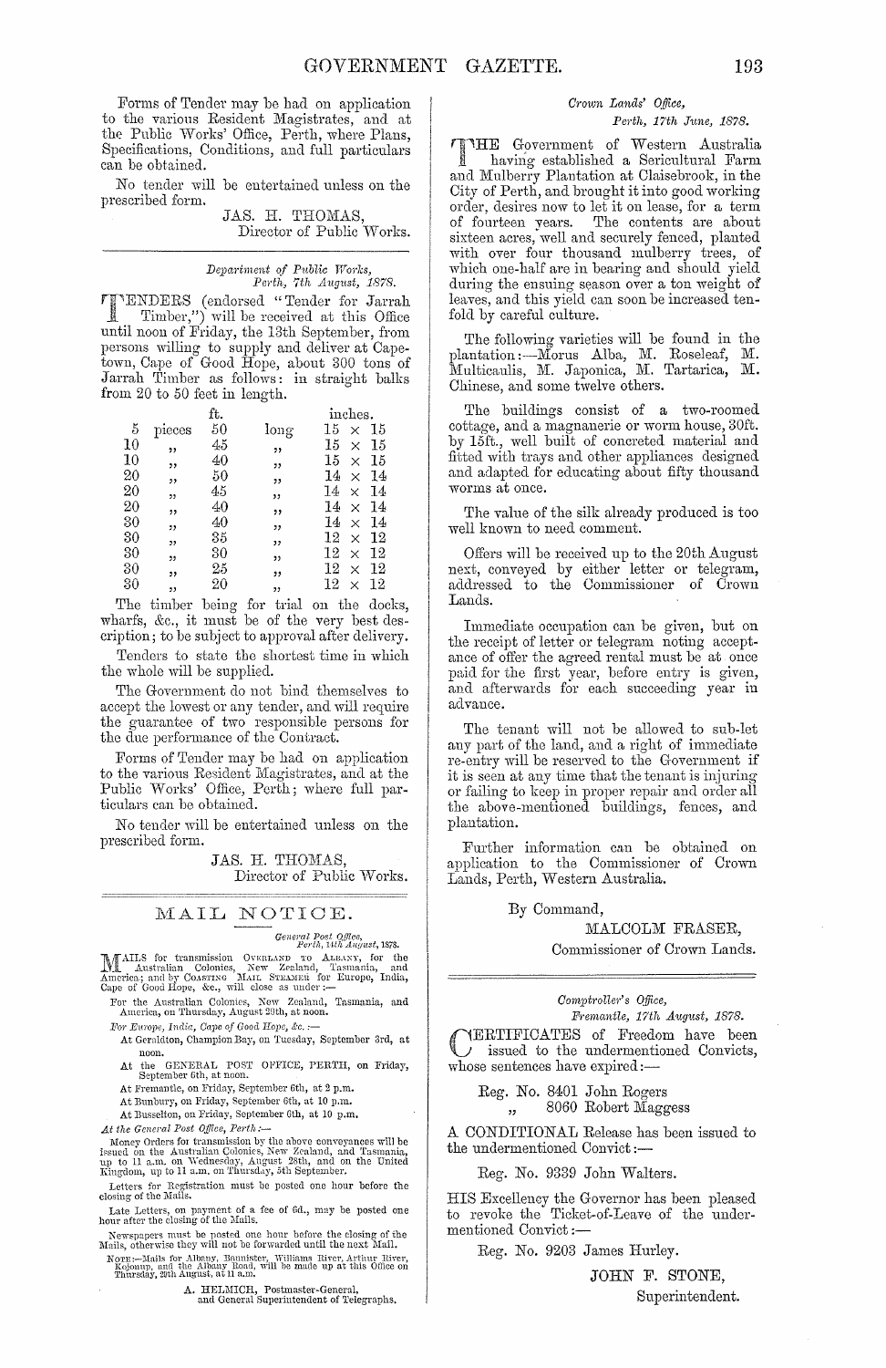Forms of Tender may be had on application to the various Resident Magistrates, and at the Public Works' Office, Perth, where Plans, Specifications, Conditions, and full particulars can be obtained.

No tender will be entertained unless on the prescribed form.

JAS. H. THOMAS,
Director of Public Works.

---

*Department of Public Works,*
*Perth, 7th August, 1878.*

TENDERS (endorsed "Tender for Jarrah Timber,") will be received at this Office until noon of Friday, the 13th September, from persons willing to supply and deliver at Capetown, Cape of Good Hope, about 300 tons of Jarrah Timber as follows: in straight balks from 20 to 50 feet in length.

| | | ft. | | inches. |
|---|---|---|---|---|
| 5 | pieces | 50 | long | 15 × 15 |
| 10 | ,, | 45 | ,, | 15 × 15 |
| 10 | ,, | 40 | ,, | 15 × 15 |
| 20 | ,, | 50 | ,, | 14 × 14 |
| 20 | ,, | 45 | ,, | 14 × 14 |
| 20 | ,, | 40 | ,, | 14 × 14 |
| 30 | ,, | 40 | ,, | 14 × 14 |
| 30 | ,, | 35 | ,, | 12 × 12 |
| 30 | ,, | 30 | ,, | 12 × 12 |
| 30 | ,, | 25 | ,, | 12 × 12 |
| 30 | ,, | 20 | ,, | 12 × 12 |

The timber being for trial on the docks, wharfs, &c., it must be of the very best description; to be subject to approval after delivery.

Tenders to state the shortest time in which the whole will be supplied.

The Government do not bind themselves to accept the lowest or any tender, and will require the guarantee of two responsible persons for the due performance of the Contract.

Forms of Tender may be had on application to the various Resident Magistrates, and at the Public Works' Office, Perth; where full particulars can be obtained.

No tender will be entertained unless on the prescribed form.

JAS. H. THOMAS,
Director of Public Works.

---

## MAIL NOTICE.

*General Post Office,*
*Perth, 14th August, 1878.*

MAILS for transmission OVERLAND TO ALBANY, for the Australian Colonies, New Zealand, Tasmania, and America; and by COASTING MAIL STEAMER for Europe, India, Cape of Good Hope, &c., will close as under:—

For the Australian Colonies, New Zealand, Tasmania, and America, on Thursday, August 29th, at noon.

*For Europe, India, Cape of Good Hope, &c.*:—

At Geraldton, Champion Bay, on Tuesday, September 3rd, at noon.

At the GENERAL POST OFFICE, PERTH, on Friday, September 6th, at noon.

At Fremantle, on Friday, September 6th, at 2 p.m.

At Bunbury, on Friday, September 6th, at 10 p.m.

At Busselton, on Friday, September 6th, at 10 p.m.

*At the General Post Office, Perth*:—

Money Orders for transmission by the above conveyances will be issued on the Australian Colonies, New Zealand, and Tasmania, up to 11 a.m. on Wednesday, August 28th, and on the United Kingdom, up to 11 a.m. on Thursday, 5th September.

Letters for Registration must be posted one hour before the closing of the Mails.

Late Letters, on payment of a fee of 6d., may be posted one hour after the closing of the Mails.

Newspapers must be posted one hour before the closing of the Mails, otherwise they will not be forwarded until the next Mail.

NOTE:—Mails for Albany, Bannister, Williams River, Arthur River, Kojonup, and the Albany Road, will be made up at this Office on Thursday, 29th August, at 11 a.m.

A. HELMICH, Postmaster-General,
and General Superintendent of Telegraphs.

---

*Crown Lands' Office,*
*Perth, 17th June, 1878.*

THE Government of Western Australia having established a Sericultural Farm and Mulberry Plantation at Claisebrook, in the City of Perth, and brought it into good working order, desires now to let it on lease, for a term of fourteen years. The contents are about sixteen acres, well and securely fenced, planted with over four thousand mulberry trees, of which one-half are in bearing and should yield during the ensuing season over a ton weight of leaves, and this yield can soon be increased tenfold by careful culture.

The following varieties will be found in the plantation:—Morus Alba, M. Roseleaf, M. Multicaulis, M. Japonica, M. Tartarica, M. Chinese, and some twelve others.

The buildings consist of a two-roomed cottage, and a magnanerie or worm house, 30ft. by 15ft., well built of concreted material and fitted with trays and other appliances designed and adapted for educating about fifty thousand worms at once.

The value of the silk already produced is too well known to need comment.

Offers will be received up to the 20th August next, conveyed by either letter or telegram, addressed to the Commissioner of Crown Lands.

Immediate occupation can be given, but on the receipt of letter or telegram noting acceptance of offer the agreed rental must be at once paid for the first year, before entry is given, and afterwards for each succeeding year in advance.

The tenant will not be allowed to sub-let any part of the land, and a right of immediate re-entry will be reserved to the Government if it is seen at any time that the tenant is injuring or failing to keep in proper repair and order all the above-mentioned buildings, fences, and plantation.

Further information can be obtained on application to the Commissioner of Crown Lands, Perth, Western Australia.

By Command,

MALCOLM FRASER,
Commissioner of Crown Lands.

---

*Comptroller's Office,*
*Fremantle, 17th August, 1878.*

CERTIFICATES of Freedom have been issued to the undermentioned Convicts, whose sentences have expired:—

Reg. No. 8401 John Rogers
,, 8060 Robert Maggess

A CONDITIONAL Release has been issued to the undermentioned Convict:—

Reg. No. 9339 John Walters.

HIS Excellency the Governor has been pleased to revoke the Ticket-of-Leave of the undermentioned Convict:—

Reg. No. 9203 James Hurley.

JOHN F. STONE,
Superintendent.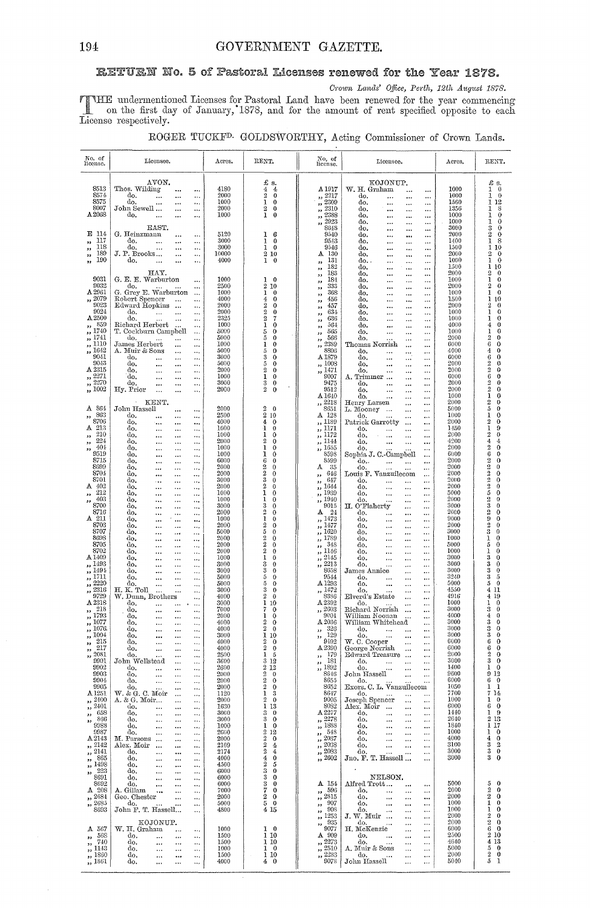# RETURN No. 5 of Pastoral Licenses renewed for the Year 1878.

*Crown Lands' Office, Perth, 12th August 1878.*

THE undermentioned Licenses for Pastoral Land have been renewed for the year commencing on the first day of January, 1878, and for the amount of rent specified opposite to each License respectively.

ROGER TUCKF^D. GOLDSWORTHY, Acting Commissioner of Crown Lands.

| No. of license. | Licensee. | Acres. | RENT. |
|---|---|---|---|
| | AVON. | | £ s. |
| 8513 | Thos. Wilding | 4180 | 4 4 |
| 8574 | do. | 2000 | 2 0 |
| 8575 | do. | 1000 | 1 0 |
| 8007 | John Sewell | 2000 | 2 0 |
| A 2068 | do. | 1000 | 1 0 |
| | EAST. | | |
| E 114 | G. Heinzmann | 5120 | 1 6 |
| „ 117 | do. | 3000 | 1 0 |
| „ 118 | do. | 3000 | 1 0 |
| „ 189 | J. P. Brooks | 10000 | 2 10 |
| „ 190 | do. | 4000 | 1 0 |
| | HAY. | | |
| 9031 | G. E. E. Warburton | 1000 | 1 0 |
| 9032 | do. | 2500 | 2 10 |
| A 2961 | G. Grey E. Warburton | 1000 | 1 0 |
| „ 2079 | Robert Spencer | 4000 | 4 0 |
| 9023 | Edward Hopkins | 2000 | 2 0 |
| 9024 | do. | 2000 | 2 0 |
| A 2500 | do. | 2325 | 2 7 |
| „ 859 | Richard Herbert | 1000 | 1 0 |
| „ 1740 | T. Cockburn Campbell | 5000 | 5 0 |
| „ 1741 | do. | 5000 | 5 0 |
| „ 1110 | James Herbert | 1000 | 1 0 |
| „ 1642 | A. Muir & Sons | 5000 | 5 0 |
| 9041 | do. | 3000 | 3 0 |
| 9043 | do. | 5000 | 5 0 |
| A 2315 | do. | 2000 | 2 0 |
| „ 2271 | do. | 1000 | 1 0 |
| „ 2270 | do. | 3000 | 3 0 |
| „ 1002 | Hy. Prior | 2000 | 2 0 |
| | KENT. | | |
| A 864 | John Hassell | 2000 | 2 0 |
| „ 863 | do. | 2500 | 2 10 |
| 8706 | do. | 4000 | 4 0 |
| A 213 | do. | 1000 | 1 0 |
| „ 210 | do. | 1000 | 1 0 |
| „ 224 | do. | 2000 | 2 0 |
| „ 404 | do. | 1000 | 1 0 |
| 9519 | do. | 1000 | 1 0 |
| 8715 | do. | 6000 | 6 0 |
| 8699 | do. | 2000 | 2 0 |
| 8704 | do. | 2000 | 2 0 |
| 8701 | do. | 3000 | 3 0 |
| A 402 | do. | 2000 | 2 0 |
| „ 212 | do. | 1000 | 1 0 |
| „ 403 | do. | 1000 | 1 0 |
| 8700 | do. | 3000 | 3 0 |
| 8716 | do. | 2000 | 2 0 |
| A 211 | do. | 1000 | 1 0 |
| 8703 | do. | 2000 | 2 0 |
| 8707 | do. | 5000 | 5 0 |
| 8698 | do. | 2000 | 2 0 |
| 8705 | do. | 2000 | 2 0 |
| 8702 | do. | 2000 | 2 0 |
| A 1499 | do. | 1000 | 1 0 |
| „ 1493 | do. | 3000 | 3 0 |
| „ 1494 | do. | 3000 | 3 0 |
| „ 1711 | do. | 5000 | 5 0 |
| „ 2220 | do. | 5000 | 5 0 |
| „ 2316 | H. K. Toll | 3000 | 3 0 |
| 9729 | W. Dunn, Brothers | 4000 | 2 0 |
| A 2318 | do. | 3000 | 1 10 |
| „ 218 | do. | 7000 | 7 0 |
| „ 1793 | do. | 2000 | 1 0 |
| „ 1077 | do. | 4000 | 2 0 |
| „ 1076 | do. | 4000 | 2 0 |
| „ 1004 | do. | 3000 | 1 10 |
| „ 215 | do. | 4000 | 2 0 |
| „ 217 | do. | 4000 | 2 0 |
| „ 2081 | do. | 2500 | 1 5 |
| 9901 | John Wellstead | 3600 | 3 12 |
| 9902 | do. | 2600 | 2 12 |
| 9903 | do. | 2000 | 2 0 |
| 9904 | do. | 2000 | 2 0 |
| 9905 | do. | 2000 | 2 0 |
| A 1251 | W. & G. C. Moir | 1320 | 1 3 |
| „ 2400 | A. & G. Moir | 2000 | 2 0 |
| „ 2401 | do. | 1630 | 1 13 |
| „ 658 | do. | 3000 | 3 0 |
| „ 886 | do. | 3000 | 3 0 |
| 9988 | do. | 1000 | 1 0 |
| 9987 | do. | 2600 | 2 12 |
| A 2143 | M. Parsons | 2000 | 2 0 |
| „ 2142 | Alex. Moir | 2169 | 2 4 |
| „ 2141 | do. | 2174 | 2 4 |
| „ 865 | do. | 4000 | 4 0 |
| „ 1498 | do. | 4500 | 2 5 |
| „ 223 | do. | 6000 | 3 0 |
| 8691 | do. | 6000 | 3 0 |
| 8692 | do. | 6000 | 3 0 |
| A 208 | A. Gillam | 7000 | 7 0 |
| „ 2684 | Geo. Chester | 2000 | 2 0 |
| „ 2685 | do. | 5000 | 5 0 |
| 8693 | John F. T. Hassell | 4800 | 4 15 |
| | KOJONUP. | | |
| A 567 | W. H. Graham | 1000 | 1 0 |
| „ 568 | do. | 1500 | 1 10 |
| „ 740 | do. | 1500 | 1 10 |
| „ 1143 | do. | 1000 | 1 0 |
| „ 1860 | do. | 1500 | 1 10 |
| „ 1861 | do. | 4000 | 4 0 |
| | KOJONUP. | | |
| A 1917 | W. H. Graham | 1000 | 1 0 |
| „ 2217 | do. | 1000 | 1 0 |
| „ 2309 | do. | 1560 | 1 12 |
| „ 2310 | do. | 1356 | 1 8 |
| „ 2388 | do. | 1000 | 1 0 |
| „ 2923 | do. | 1000 | 1 0 |
| 8648 | do. | 3000 | 3 0 |
| 9540 | do. | 2000 | 2 0 |
| 9543 | do. | 1400 | 1 8 |
| 9546 | do. | 1500 | 1 10 |
| A 130 | do. | 2000 | 2 0 |
| „ 131 | do. | 1000 | 1 0 |
| „ 182 | do. | 1500 | 1 10 |
| „ 183 | do. | 2000 | 2 0 |
| „ 184 | do. | 1000 | 1 0 |
| „ 333 | do. | 2000 | 2 0 |
| „ 368 | do. | 1000 | 1 0 |
| „ 456 | do. | 1500 | 1 10 |
| „ 457 | do. | 2000 | 2 0 |
| „ 634 | do. | 1000 | 1 0 |
| „ 636 | do. | 1000 | 1 0 |
| „ 564 | do. | 4000 | 4 0 |
| „ 565 | do. | 1000 | 1 0 |
| „ 566 | do. | 2000 | 2 0 |
| „ 2389 | Thomas Norrish | 6000 | 6 0 |
| 8806 | do. | 4000 | 4 0 |
| A 1879 | do. | 6000 | 6 0 |
| „ 1008 | do. | 2000 | 2 0 |
| „ 1471 | do. | 2000 | 2 0 |
| 9007 | A. Trimmer | 6000 | 6 0 |
| 9475 | do. | 2000 | 2 0 |
| 9512 | do. | 2000 | 2 0 |
| A 1640 | do. | 1000 | 1 0 |
| „ 2218 | Henry Larsen | 2000 | 2 0 |
| 8651 | L. Mooney | 5000 | 5 0 |
| A 128 | do. | 1000 | 1 0 |
| „ 1189 | Patrick Garrotty | 2000 | 2 0 |
| „ 1171 | do. | 1450 | 1 9 |
| „ 1172 | do. | 2000 | 2 0 |
| „ 1144 | do. | 4200 | 4 4 |
| „ 1655 | do. | 2000 | 2 0 |
| 8598 | Sophia J. C.-Campbell | 6000 | 6 0 |
| 8599 | do. | 2000 | 2 0 |
| A 35 | do. | 2000 | 2 0 |
| „ 646 | Louis F. Vanzuilecom | 2000 | 2 0 |
| „ 647 | do. | 2000 | 2 0 |
| „ 1644 | do. | 2000 | 2 0 |
| „ 1939 | do. | 5000 | 5 0 |
| „ 1940 | do. | 2000 | 2 0 |
| 9015 | H. O'Flaherty | 3000 | 3 0 |
| A 24 | do. | 2000 | 2 0 |
| „ 1473 | do. | 9000 | 9 0 |
| „ 1477 | do. | 2000 | 2 0 |
| „ 1620 | do. | 3000 | 3 0 |
| „ 1789 | do. | 1000 | 1 0 |
| „ 348 | do. | 5000 | 5 0 |
| „ 1146 | do. | 1000 | 1 0 |
| „ 2145 | do. | 3000 | 3 0 |
| „ 2213 | do. | 3000 | 3 0 |
| 8658 | James Annice | 3000 | 3 0 |
| 9544 | do. | 3240 | 3 5 |
| A 1293 | do. | 5000 | 5 0 |
| „ 1472 | do. | 4550 | 4 11 |
| 8386 | Elverd's Estate | 4916 | 4 19 |
| A 2392 | do. | 1000 | 1 0 |
| „ 2603 | Richard Norrish | 3000 | 3 0 |
| 9001 | William Noonan | 4000 | 4 0 |
| A 2036 | William Whitehead | 3000 | 3 0 |
| „ 326 | do. | 3000 | 3 0 |
| „ 129 | do. | 3000 | 3 0 |
| 9492 | W. C. Cooper | 6000 | 6 0 |
| A 2390 | George Norrish | 6000 | 6 0 |
| „ 179 | Edward Treasure | 2000 | 2 0 |
| „ 181 | do. | 3000 | 3 0 |
| „ 1892 | do. | 1400 | 1 0 |
| 8646 | John Hassell | 9600 | 9 12 |
| 8655 | do. | 6000 | 6 0 |
| 8652 | Exors. C. L. Vanzuilecom | 1050 | 1 1 |
| 8647 | do. | 7700 | 7 14 |
| 9005 | Joseph Spencer | 1000 | 1 0 |
| 8082 | Alex. Moir | 6000 | 6 0 |
| A 2277 | do. | 1440 | 1 9 |
| „ 2278 | do. | 2640 | 2 13 |
| „ 1888 | do. | 1840 | 1 17 |
| „ 548 | do. | 1000 | 1 0 |
| „ 2037 | do. | 4000 | 4 0 |
| „ 2038 | do. | 3100 | 3 2 |
| „ 2083 | do. | 3000 | 3 0 |
| „ 2602 | Jno. F. T. Hassell | 3000 | 3 0 |
| | NELSON. | | |
| A 154 | Alfred Trott | 5000 | 5 0 |
| „ 596 | do. | 2000 | 2 0 |
| „ 2815 | do. | 2000 | 2 0 |
| „ 907 | do. | 1000 | 1 0 |
| „ 908 | do. | 1000 | 1 0 |
| „ 1253 | J. W. Muir | 2000 | 2 0 |
| „ 935 | do. | 2000 | 2 0 |
| 9077 | H. McKenzie | 6000 | 6 0 |
| A 909 | do. | 2500 | 2 10 |
| „ 2273 | do. | 4640 | 4 13 |
| „ 2510 | A. Muir & Sons | 5000 | 5 0 |
| „ 2283 | do. | 2000 | 2 0 |
| 8078 | John Hassell | 5040 | 5 1 |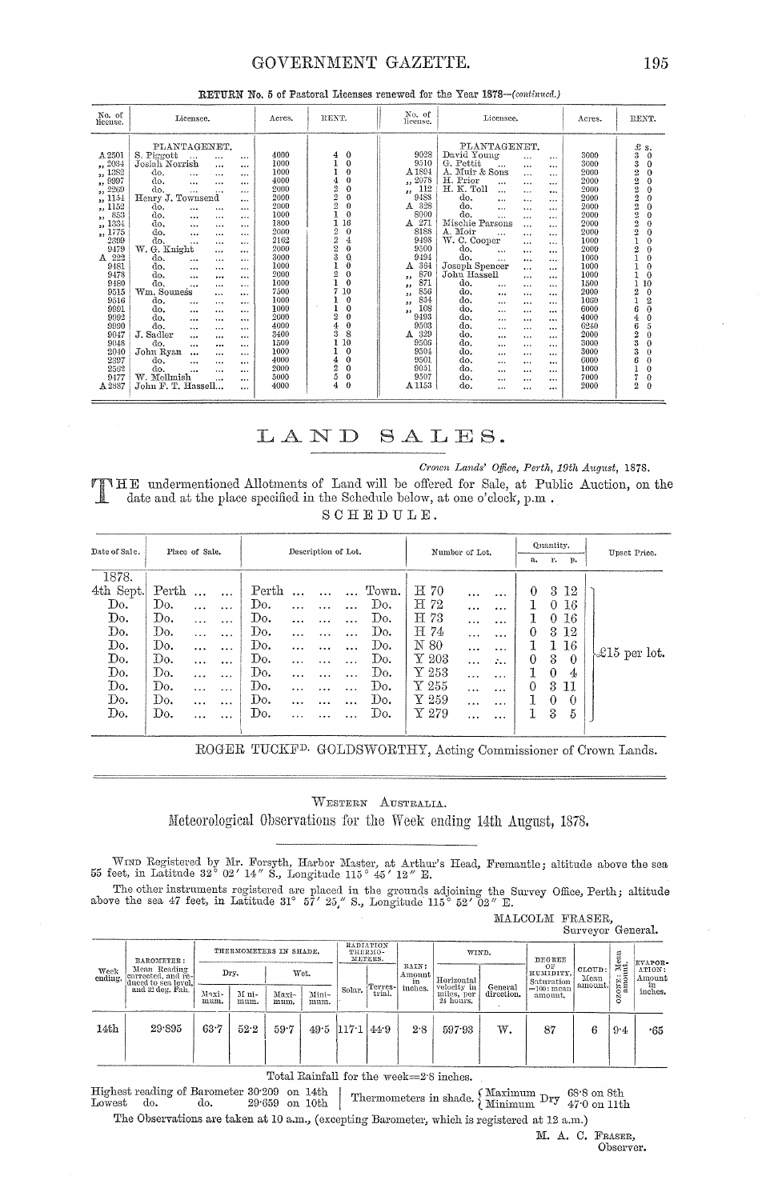**RETURN No. 5 of Pastoral Licenses renewed for the Year 1878—(continued.)**

| No. of license. | Licensee. | Acres. | RENT. | No. of license. | Licensee. | Acres. | RENT. |
|---|---|---|---|---|---|---|---|
| | PLANTAGENET. | | | | PLANTAGENET. | | £ s. |
| A 2501 | S. Piggott ... ... | 4000 | 4 0 | 9028 | David Young ... ... | 3000 | 3 0 |
| ,, 2084 | Josiah Norrish ... ... | 1000 | 1 0 | 9510 | G. Pettit ... ... | 3000 | 3 0 |
| ,, 1382 | do. ... ... | 1000 | 1 0 | A 1894 | A. Muir & Sons ... | 2000 | 2 0 |
| ,, 9997 | do. ... ... | 4000 | 4 0 | ,, 2078 | H. Prior ... ... | 2000 | 2 0 |
| ,, 2269 | do. ... ... | 2000 | 2 0 | ,, 112 | H. K. Toll ... ... | 2000 | 2 0 |
| ,, 1154 | Henry J. Townsend ... | 2000 | 2 0 | 9488 | do. ... ... | 2000 | 2 0 |
| ,, 1152 | do. ... ... | 2000 | 2 0 | A 328 | do. ... ... | 2000 | 2 0 |
| ,, 853 | do. ... ... | 1000 | 1 0 | 8000 | do. ... ... | 2000 | 2 0 |
| ,, 1354 | do. ... ... | 1800 | 1 16 | A 271 | Mischie Parsons ... | 2000 | 2 0 |
| ,, 1775 | do. ... ... | 2000 | 2 0 | 8188 | A. Moir ... ... | 2000 | 2 0 |
| 2399 | do. ... ... | 2162 | 2 4 | 9498 | W. C. Cooper ... | 1000 | 1 0 |
| 9479 | W. G. Knight ... ... | 2000 | 2 0 | 9500 | do. ... ... | 2000 | 2 0 |
| A 222 | do. ... ... | 3000 | 3 0 | 9494 | do. ... ... | 1000 | 1 0 |
| 9481 | do. ... ... | 1000 | 1 0 | A 364 | Joseph Spencer ... | 1000 | 1 0 |
| 9478 | do. ... ... | 2000 | 2 0 | ,, 870 | John Hassell ... ... | 1000 | 1 0 |
| 9480 | do. ... ... | 1000 | 1 0 | ,, 871 | do. ... ... | 1500 | 1 10 |
| 9515 | Wm. Souness ... ... | 7500 | 7 10 | ,, 856 | do. ... ... | 2000 | 2 0 |
| 9516 | do. ... ... | 1000 | 1 0 | ,, 854 | do. ... ... | 1060 | 1 2 |
| 9991 | do. ... ... | 1000 | 1 0 | ,, 108 | do. ... ... | 6000 | 6 0 |
| 9992 | do. ... ... | 2000 | 2 0 | 9493 | do. ... ... | 4000 | 4 0 |
| 9990 | do. ... ... | 4000 | 4 0 | 9503 | do. ... ... | 6240 | 6 5 |
| 9047 | J. Sadler ... ... | 3400 | 3 8 | A 329 | do. ... ... | 2000 | 2 0 |
| 9048 | do. ... ... | 1500 | 1 10 | 9506 | do. ... ... | 3000 | 3 0 |
| 2040 | John Ryan ... ... | 1000 | 1 0 | 9504 | do. ... ... | 3000 | 3 0 |
| 2397 | do. ... ... | 4000 | 4 0 | 9501 | do. ... ... | 6000 | 6 0 |
| 2562 | do. ... ... | 2000 | 2 0 | 9051 | do. ... ... | 1000 | 1 0 |
| 9477 | W. Mellmish ... ... | 5000 | 5 0 | 9507 | do. ... ... | 7000 | 7 0 |
| A 2887 | John F. T. Hassell... ... | 4000 | 4 0 | A 1153 | do. ... ... | 2000 | 2 0 |

# LAND SALES.

*Crown Lands' Office, Perth, 19th August, 1878.*

THE undermentioned Allotments of Land will be offered for Sale, at Public Auction, on the date and at the place specified in the Schedule below, at one o'clock, p.m.

SCHEDULE.

| Date of Sale. | Place of Sale. | Description of Lot. | Number of Lot. | Quantity. a. | r. | p. | Upset Price. |
|---|---|---|---|---|---|---|---|
| 1878. | | | | | | | |
| 4th Sept. | Perth ... ... | Perth ... ... ... Town. | H 70 ... ... | 0 | 3 | 12 | £15 per lot. |
| Do. | Do. ... ... | Do. ... ... ... Do. | H 72 ... ... | 1 | 0 | 16 | |
| Do. | Do. ... ... | Do. ... ... ... Do. | H 73 ... ... | 1 | 0 | 16 | |
| Do. | Do. ... ... | Do. ... ... ... Do. | H 74 ... ... | 0 | 3 | 12 | |
| Do. | Do. ... ... | Do. ... ... ... Do. | N 80 ... ... | 1 | 1 | 16 | |
| Do. | Do. ... ... | Do. ... ... ... Do. | Y 203 ... ... | 0 | 3 | 0 | |
| Do. | Do. ... ... | Do. ... ... ... Do. | Y 253 ... ... | 1 | 0 | 4 | |
| Do. | Do. ... ... | Do. ... ... ... Do. | Y 255 ... ... | 0 | 3 | 11 | |
| Do. | Do. ... ... | Do. ... ... ... Do. | Y 259 ... ... | 1 | 0 | 0 | |
| Do. | Do. ... ... | Do. ... ... ... Do. | Y 279 ... ... | 1 | 3 | 5 | |

ROGER TUCKF^D. GOLDSWORTHY, Acting Commissioner of Crown Lands.

WESTERN AUSTRALIA.

## Meteorological Observations for the Week ending 14th August, 1878.

WIND Registered by Mr. Forsyth, Harbor Master, at Arthur's Head, Fremantle; altitude above the sea 55 feet, in Latitude 32° 02′ 14″ S., Longitude 115° 45′ 12″ E.

The other instruments registered are placed in the grounds adjoining the Survey Office, Perth; altitude above the sea 47 feet, in Latitude 31° 57′ 25″ S., Longitude 115° 52′ 02″ E.

MALCOLM FRASER,
Surveyor General.

| Week ending. | BAROMETER: Mean Reading corrected, and reduced to sea level, and 32 deg. Fah. | Thermometers in Shade. Dry. Maximum. | Dry. Minimum. | Wet. Maximum. | Wet. Minimum. | Radiation Thermometers. Solar. | Terrestrial. | RAIN: Amount in inches. | WIND. Horizontal velocity in miles, per 24 hours. | General direction. | DEGREE OF HUMIDITY, Saturation =100: mean amount. | CLOUD: Mean amount. | OZONE: Mean amount. | EVAPORATION: Amount in inches. |
|---|---|---|---|---|---|---|---|---|---|---|---|---|---|---|
| 14th | 29·895 | 63·7 | 52·2 | 59·7 | 49·5 | 117·1 | 44·9 | 2·8 | 597·93 | W. | 87 | 6 | 9·4 | ·65 |

Total Rainfall for the week=2·8 inches.

Highest reading of Barometer 30·209 on 14th
Lowest do. do. 29·659 on 10th

Thermometers in shade. Maximum Dry 68·8 on 8th; Minimum Dry 47·0 on 11th

The Observations are taken at 10 a.m., (excepting Barometer, which is registered at 12 a.m.)

M. A. C. FRASER,
Observer.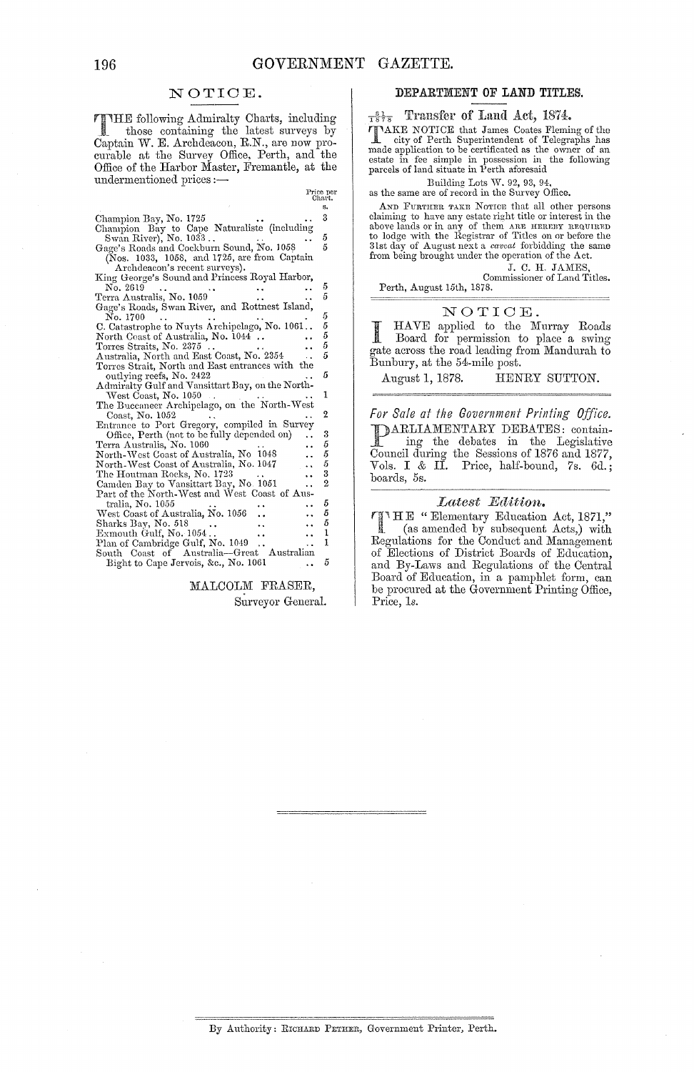## NOTICE.

THE following Admiralty Charts, including those containing the latest surveys by Captain W. E. Archdeacon, R.N., are now procurable at the Survey Office, Perth, and the Office of the Harbor Master, Fremantle, at the undermentioned prices:—

| | Price per Chart. s. |
|---|---|
| Champion Bay, No. 1725 | 3 |
| Champion Bay to Cape Naturaliste (including Swan River), No. 1033 | 5 |
| Gage's Roads and Cockburn Sound, No. 1058 (Nos. 1033, 1058, and 1725, are from Captain Archdeacon's recent surveys). | 5 |
| King George's Sound and Princess Royal Harbor, No. 2619 | 5 |
| Terra Australis, No. 1059 | 5 |
| Gage's Roads, Swan River, and Rottnest Island, No. 1700 | 5 |
| C. Catastrophe to Nuyts Archipelago, No. 1061 | 5 |
| North Coast of Australia, No. 1044 | 5 |
| Torres Straits, No. 2375 | 5 |
| Australia, North and East Coast, No. 2354 | 5 |
| Torres Strait, North and East entrances with the outlying reefs, No. 2422 | 5 |
| Admiralty Gulf and Vansittart Bay, on the North-West Coast, No. 1050 | 1 |
| The Buccaneer Archipelago, on the North-West Coast, No. 1052 | 2 |
| Entrance to Port Gregory, compiled in Survey Office, Perth (not to be fully depended on) | 3 |
| Terra Australis, No. 1060 | 5 |
| North-West Coast of Australia, No 1048 | 5 |
| North-West Coast of Australia, No. 1047 | 5 |
| The Houtman Rocks, No. 1723 | 3 |
| Camden Bay to Vansittart Bay, No 1051 | 2 |
| Part of the North-West and West Coast of Australia, No. 1055 | 5 |
| West Coast of Australia, No. 1056 | 5 |
| Sharks Bay, No. 518 | 5 |
| Exmouth Gulf, No. 1054 | 1 |
| Plan of Cambridge Gulf, No. 1049 | 1 |
| South Coast of Australia—Great Australian Bight to Cape Jervois, &c., No. 1061 | 5 |

MALCOLM FRASER,
Surveyor General.

## DEPARTMENT OF LAND TITLES.

### 51/1878 Transfer of Land Act, 1874.

TAKE NOTICE that James Coates Fleming of the city of Perth Superintendent of Telegraphs has made application to be certificated as the owner of an estate in fee simple in possession in the following parcels of land situate in Perth aforesaid

Building Lots W. 92, 93, 94,

as the same are of record in the Survey Office.

AND FURTHER TAKE NOTICE that all other persons claiming to have any estate right title or interest in the above lands or in any of them ARE HEREBY REQUIRED to lodge with the Registrar of Titles on or before the 31st day of August next a *caveat* forbidding the same from being brought under the operation of the Act.

J. C. H. JAMES,
Commissioner of Land Titles.

Perth, August 15th, 1878.

## NOTICE.

I HAVE applied to the Murray Roads Board for permission to place a swing gate across the road leading from Mandurah to Bunbury, at the 54-mile post.

August 1, 1878. HENRY SUTTON.

### *For Sale at the Government Printing Office.*

PARLIAMENTARY DEBATES: containing the debates in the Legislative Council during the Sessions of 1876 and 1877, Vols. I & II. Price, half-bound, 7s. 6d.; boards, 5s.

### *Latest Edition.*

THE "Elementary Education Act, 1871," (as amended by subsequent Acts,) with Regulations for the Conduct and Management of Elections of District Boards of Education, and By-Laws and Regulations of the Central Board of Education, in a pamphlet form, can be procured at the Government Printing Office, Price, 1s.

By Authority: RICHARD PETHER, Government Printer, Perth.